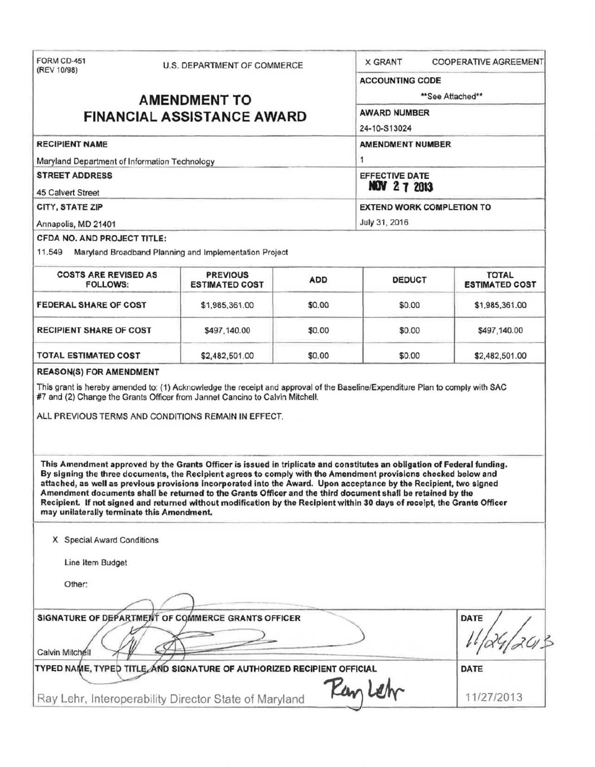FORM CD-451
(REV 10/98)

U.S. DEPARTMENT OF COMMERCE

# AMENDMENT TO FINANCIAL ASSISTANCE AWARD

X GRANT　　COOPERATIVE AGREEMENT

**ACCOUNTING CODE**

**See Attached**

**AWARD NUMBER**

24-10-S13024

**RECIPIENT NAME**

Maryland Department of Information Technology

**AMENDMENT NUMBER**

1

**STREET ADDRESS**

45 Calvert Street

**EFFECTIVE DATE**

NOV 27 2013

**CITY, STATE ZIP**

Annapolis, MD 21401

**EXTEND WORK COMPLETION TO**

July 31, 2016

**CFDA NO. AND PROJECT TITLE:**

11.549　Maryland Broadband Planning and Implementation Project

| COSTS ARE REVISED AS FOLLOWS: | PREVIOUS ESTIMATED COST | ADD | DEDUCT | TOTAL ESTIMATED COST |
|---|---|---|---|---|
| FEDERAL SHARE OF COST | $1,985,361.00 | $0.00 | $0.00 | $1,985,361.00 |
| RECIPIENT SHARE OF COST | $497,140.00 | $0.00 | $0.00 | $497,140.00 |
| TOTAL ESTIMATED COST | $2,482,501.00 | $0.00 | $0.00 | $2,482,501.00 |

**REASON(S) FOR AMENDMENT**

This grant is hereby amended to: (1) Acknowledge the receipt and approval of the Baseline/Expenditure Plan to comply with SAC #7 and (2) Change the Grants Officer from Jannet Cancino to Calvin Mitchell.

ALL PREVIOUS TERMS AND CONDITIONS REMAIN IN EFFECT.

**This Amendment approved by the Grants Officer is issued in triplicate and constitutes an obligation of Federal funding. By signing the three documents, the Recipient agrees to comply with the Amendment provisions checked below and attached, as well as previous provisions incorporated into the Award. Upon acceptance by the Recipient, two signed Amendment documents shall be returned to the Grants Officer and the third document shall be retained by the Recipient. If not signed and returned without modification by the Recipient within 30 days of receipt, the Grants Officer may unilaterally terminate this Amendment.**

X Special Award Conditions

Line Item Budget

Other:

**SIGNATURE OF DEPARTMENT OF COMMERCE GRANTS OFFICER**

Calvin Mitchell

**DATE**

11/26/2013

**TYPED NAME, TYPED TITLE, AND SIGNATURE OF AUTHORIZED RECIPIENT OFFICIAL**

Ray Lehr, Interoperability Director State of Maryland　　Ray Lehr

**DATE**

11/27/2013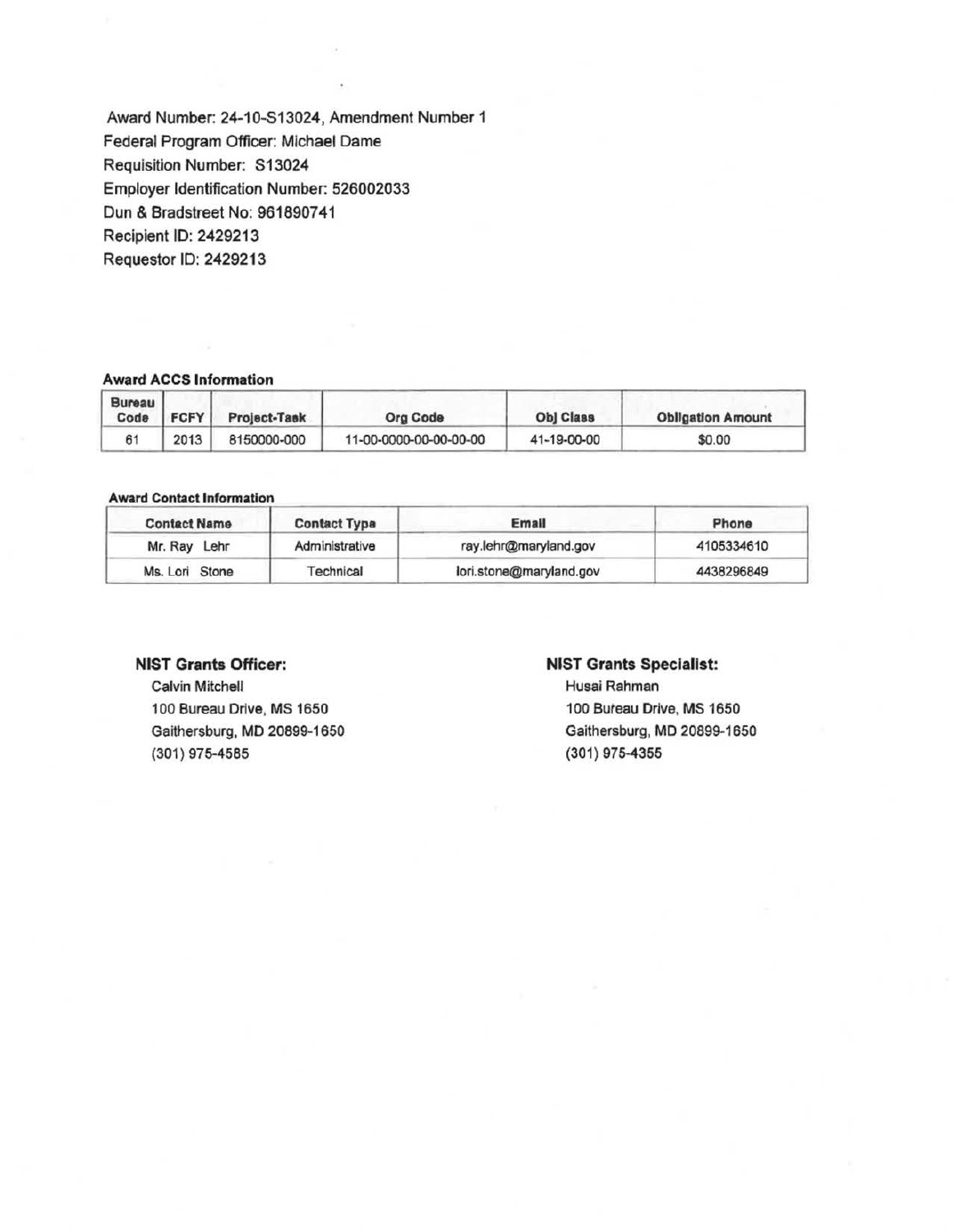Award Number: 24-10-S13024, Amendment Number 1
Federal Program Officer: Michael Dame
Requisition Number: S13024
Employer Identification Number: 526002033
Dun & Bradstreet No: 961890741
Recipient ID: 2429213
Requestor ID: 2429213

**Award ACCS Information**

| Bureau Code | FCFY | Project-Task | Org Code | Obj Class | Obligation Amount |
|---|---|---|---|---|---|
| 61 | 2013 | 8150000-000 | 11-00-0000-00-00-00-00 | 41-19-00-00 | $0.00 |

**Award Contact Information**

| Contact Name | Contact Type | Email | Phone |
|---|---|---|---|
| Mr. Ray Lehr | Administrative | ray.lehr@maryland.gov | 4105334610 |
| Ms. Lori Stone | Technical | lori.stone@maryland.gov | 4438296849 |

**NIST Grants Officer:**
Calvin Mitchell
100 Bureau Drive, MS 1650
Gaithersburg, MD 20899-1650
(301) 975-4585

**NIST Grants Specialist:**
Husai Rahman
100 Bureau Drive, MS 1650
Gaithersburg, MD 20899-1650
(301) 975-4355